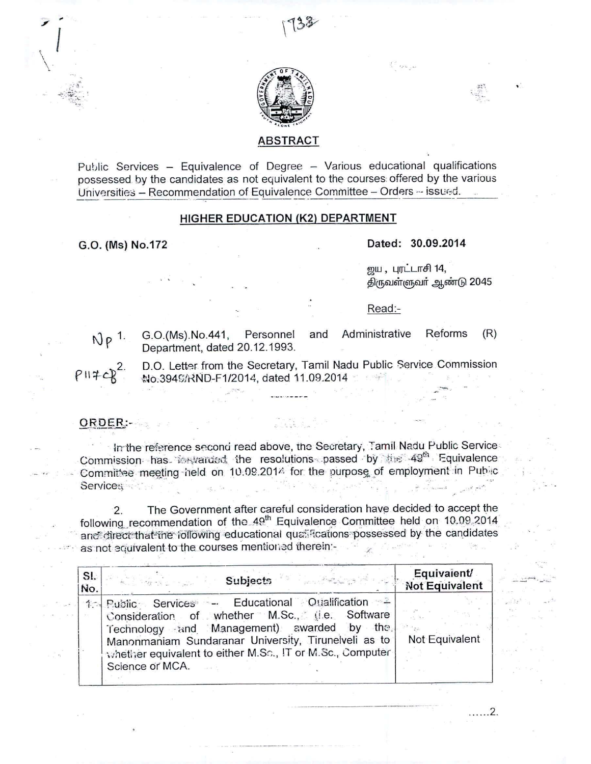## ABSTRACT

Public Services – Equivalence of Degree – Various educational qualifications possessed by the candidates as not equivalent to the courses offered by the various Universities – Recommendation of Equivalence Committee – Orders – issued.

## HIGHER EDUCATION (K2) DEPARTMENT

**G.O. (Ms) No.172** **Dated: 30.09.2014**

ஜய , புரட்டாசி 14,
திருவள்ளுவர் ஆண்டு 2045

Read:-

1. G.O.(Ms).No.441, Personnel and Administrative Reforms (R) Department, dated 20.12.1993.
2. D.O. Letter from the Secretary, Tamil Nadu Public Service Commission No.3949/RND-F1/2014, dated 11.09.2014

-----------

**ORDER:-**

In the reference second read above, the Secretary, Tamil Nadu Public Service Commission has forwarded the resolutions passed by the 49th Equivalence Committee meeting held on 10.09.2014 for the purpose of employment in Public Services.

2. The Government after careful consideration have decided to accept the following recommendation of the 49th Equivalence Committee held on 10.09.2014 and direct that the following educational qualifications possessed by the candidates as not equivalent to the courses mentioned therein:-

| Sl. No. | Subjects | Equivalent/ Not Equivalent |
|---|---|---|
| 1. | Public Services – Educational Qualification – Consideration of whether M.Sc., (i.e. Software Technology and Management) awarded by the Manonmaniam Sundaranar University, Tirunelveli as to whether equivalent to either M.Sc., IT or M.Sc., Computer Science or MCA. | Not Equivalent |

......2.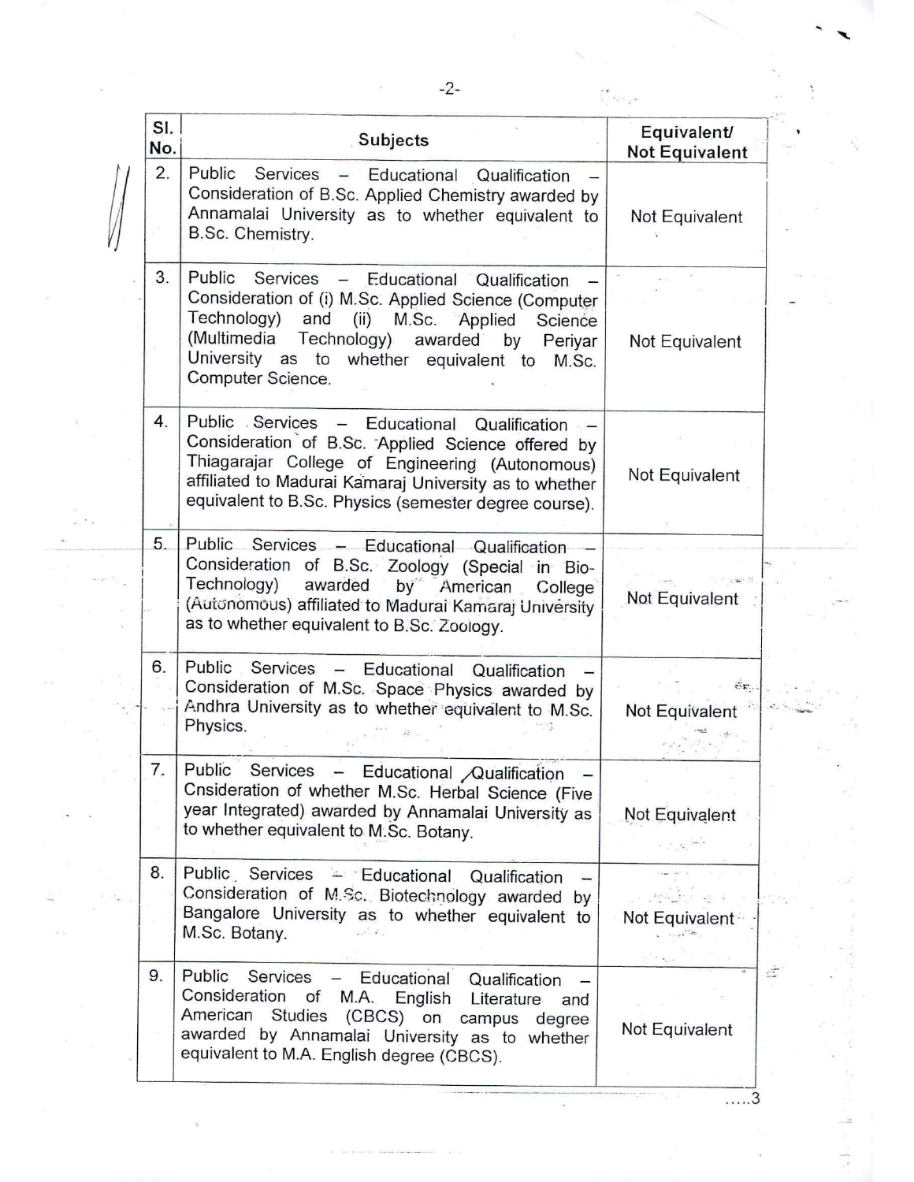| Sl. No. | Subjects | Equivalent/ Not Equivalent |
|---|---|---|
| 2. | Public Services – Educational Qualification – Consideration of B.Sc. Applied Chemistry awarded by Annamalai University as to whether equivalent to B.Sc. Chemistry. | Not Equivalent |
| 3. | Public Services – Educational Qualification – Consideration of (i) M.Sc. Applied Science (Computer Technology) and (ii) M.Sc. Applied Science (Multimedia Technology) awarded by Periyar University as to whether equivalent to M.Sc. Computer Science. | Not Equivalent |
| 4. | Public Services – Educational Qualification – Consideration of B.Sc. Applied Science offered by Thiagarajar College of Engineering (Autonomous) affiliated to Madurai Kamaraj University as to whether equivalent to B.Sc. Physics (semester degree course). | Not Equivalent |
| 5. | Public Services – Educational Qualification – Consideration of B.Sc. Zoology (Special in Bio-Technology) awarded by American College (Autonomous) affiliated to Madurai Kamaraj University as to whether equivalent to B.Sc. Zoology. | Not Equivalent |
| 6. | Public Services – Educational Qualification – Consideration of M.Sc. Space Physics awarded by Andhra University as to whether equivalent to M.Sc. Physics. | Not Equivalent |
| 7. | Public Services – Educational Qualification – Cnsideration of whether M.Sc. Herbal Science (Five year Integrated) awarded by Annamalai University as to whether equivalent to M.Sc. Botany. | Not Equivalent |
| 8. | Public Services – Educational Qualification – Consideration of M.Sc. Biotechnology awarded by Bangalore University as to whether equivalent to M.Sc. Botany. | Not Equivalent |
| 9. | Public Services – Educational Qualification – Consideration of M.A. English Literature and American Studies (CBCS) on campus degree awarded by Annamalai University as to whether equivalent to M.A. English degree (CBCS). | Not Equivalent |

.....3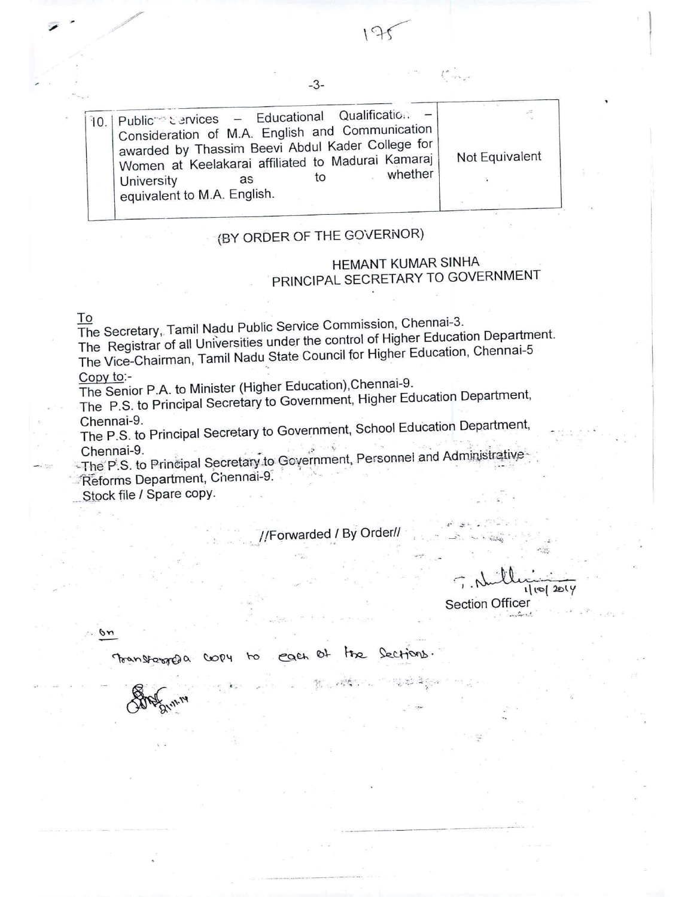| | | |
|---|---|---|
| 10. | Public Services – Educational Qualification – Consideration of M.A. English and Communication awarded by Thassim Beevi Abdul Kader College for Women at Keelakarai affiliated to Madurai Kamaraj University as to whether equivalent to M.A. English. | Not Equivalent |

(BY ORDER OF THE GOVERNOR)

HEMANT KUMAR SINHA
PRINCIPAL SECRETARY TO GOVERNMENT

To
The Secretary, Tamil Nadu Public Service Commission, Chennai-3.
The Registrar of all Universities under the control of Higher Education Department.
The Vice-Chairman, Tamil Nadu State Council for Higher Education, Chennai-5

Copy to:-
The Senior P.A. to Minister (Higher Education), Chennai-9.
The P.S. to Principal Secretary to Government, Higher Education Department, Chennai-9.
The P.S. to Principal Secretary to Government, School Education Department, Chennai-9.
The P.S. to Principal Secretary to Government, Personnel and Administrative Reforms Department, Chennai-9.
Stock file / Spare copy.

//Forwarded / By Order//

1/10/2014
Section Officer

On
Transferred a copy to each of the sections.